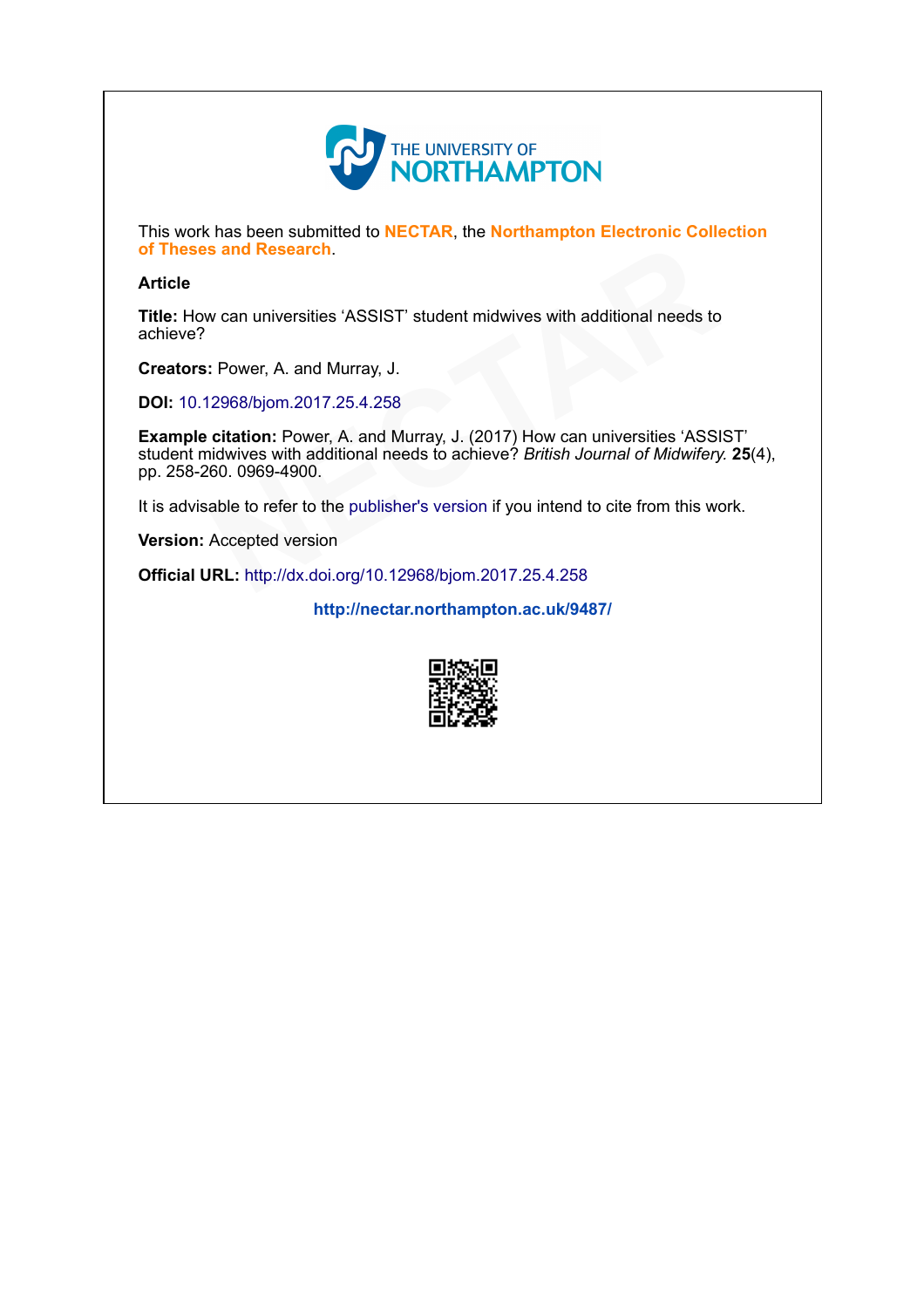THE UNIVERSITY OF NORTHAMPTON

This work has been submitted to **NECTAR**, the **Northampton Electronic Collection of Theses and Research**.

**Article**

**Title:** How can universities 'ASSIST' student midwives with additional needs to achieve?

**Creators:** Power, A. and Murray, J.

**DOI:** 10.12968/bjom.2017.25.4.258

**Example citation:** Power, A. and Murray, J. (2017) How can universities 'ASSIST' student midwives with additional needs to achieve? *British Journal of Midwifery.* **25**(4), pp. 258-260. 0969-4900.

It is advisable to refer to the publisher's version if you intend to cite from this work.

**Version:** Accepted version

**Official URL:** http://dx.doi.org/10.12968/bjom.2017.25.4.258

**http://nectar.northampton.ac.uk/9487/**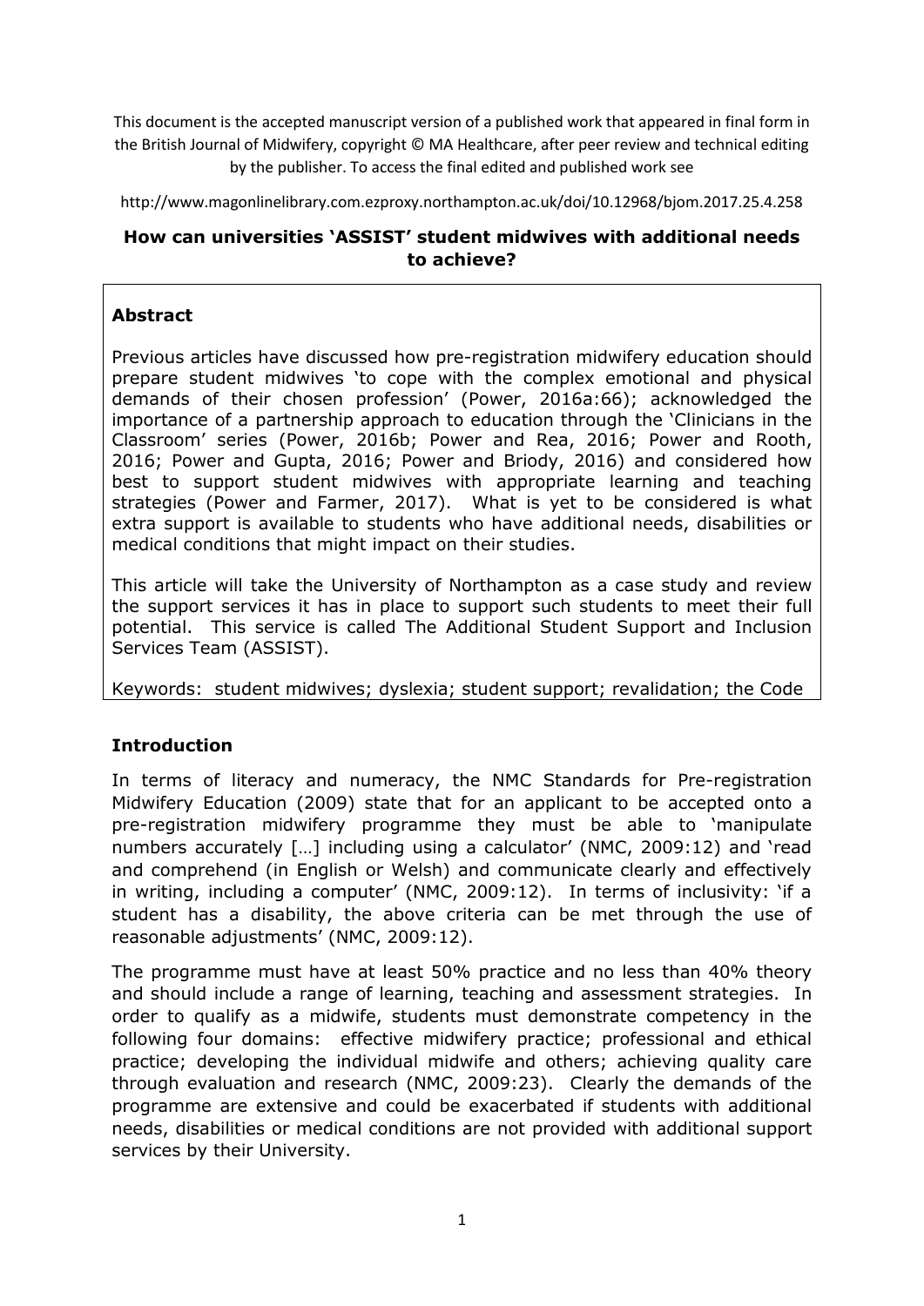This document is the accepted manuscript version of a published work that appeared in final form in the British Journal of Midwifery, copyright © MA Healthcare, after peer review and technical editing by the publisher. To access the final edited and published work see

http://www.magonlinelibrary.com.ezproxy.northampton.ac.uk/doi/10.12968/bjom.2017.25.4.258

## How can universities 'ASSIST' student midwives with additional needs to achieve?

### Abstract

Previous articles have discussed how pre-registration midwifery education should prepare student midwives 'to cope with the complex emotional and physical demands of their chosen profession' (Power, 2016a:66); acknowledged the importance of a partnership approach to education through the 'Clinicians in the Classroom' series (Power, 2016b; Power and Rea, 2016; Power and Rooth, 2016; Power and Gupta, 2016; Power and Briody, 2016) and considered how best to support student midwives with appropriate learning and teaching strategies (Power and Farmer, 2017). What is yet to be considered is what extra support is available to students who have additional needs, disabilities or medical conditions that might impact on their studies.

This article will take the University of Northampton as a case study and review the support services it has in place to support such students to meet their full potential. This service is called The Additional Student Support and Inclusion Services Team (ASSIST).

Keywords: student midwives; dyslexia; student support; revalidation; the Code

### Introduction

In terms of literacy and numeracy, the NMC Standards for Pre-registration Midwifery Education (2009) state that for an applicant to be accepted onto a pre-registration midwifery programme they must be able to 'manipulate numbers accurately […] including using a calculator' (NMC, 2009:12) and 'read and comprehend (in English or Welsh) and communicate clearly and effectively in writing, including a computer' (NMC, 2009:12). In terms of inclusivity: 'if a student has a disability, the above criteria can be met through the use of reasonable adjustments' (NMC, 2009:12).

The programme must have at least 50% practice and no less than 40% theory and should include a range of learning, teaching and assessment strategies. In order to qualify as a midwife, students must demonstrate competency in the following four domains: effective midwifery practice; professional and ethical practice; developing the individual midwife and others; achieving quality care through evaluation and research (NMC, 2009:23). Clearly the demands of the programme are extensive and could be exacerbated if students with additional needs, disabilities or medical conditions are not provided with additional support services by their University.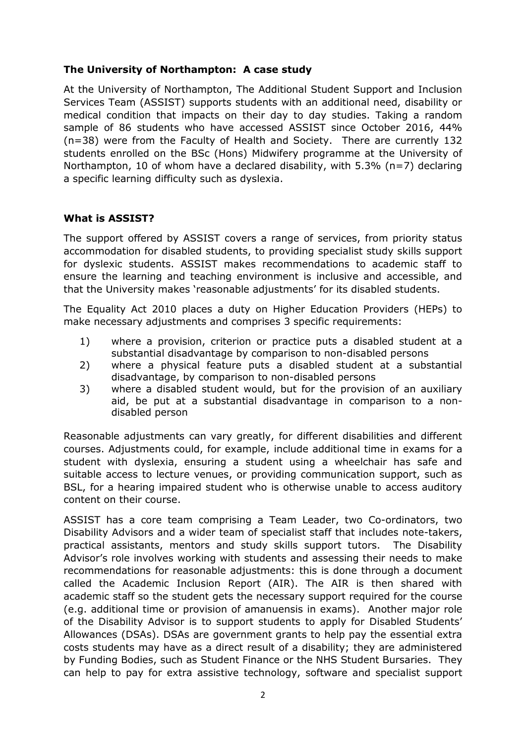### The University of Northampton: A case study

At the University of Northampton, The Additional Student Support and Inclusion Services Team (ASSIST) supports students with an additional need, disability or medical condition that impacts on their day to day studies. Taking a random sample of 86 students who have accessed ASSIST since October 2016, 44% (n=38) were from the Faculty of Health and Society. There are currently 132 students enrolled on the BSc (Hons) Midwifery programme at the University of Northampton, 10 of whom have a declared disability, with 5.3% (n=7) declaring a specific learning difficulty such as dyslexia.

### What is ASSIST?

The support offered by ASSIST covers a range of services, from priority status accommodation for disabled students, to providing specialist study skills support for dyslexic students. ASSIST makes recommendations to academic staff to ensure the learning and teaching environment is inclusive and accessible, and that the University makes 'reasonable adjustments' for its disabled students.

The Equality Act 2010 places a duty on Higher Education Providers (HEPs) to make necessary adjustments and comprises 3 specific requirements:

1) where a provision, criterion or practice puts a disabled student at a substantial disadvantage by comparison to non-disabled persons
2) where a physical feature puts a disabled student at a substantial disadvantage, by comparison to non-disabled persons
3) where a disabled student would, but for the provision of an auxiliary aid, be put at a substantial disadvantage in comparison to a non-disabled person

Reasonable adjustments can vary greatly, for different disabilities and different courses. Adjustments could, for example, include additional time in exams for a student with dyslexia, ensuring a student using a wheelchair has safe and suitable access to lecture venues, or providing communication support, such as BSL, for a hearing impaired student who is otherwise unable to access auditory content on their course.

ASSIST has a core team comprising a Team Leader, two Co-ordinators, two Disability Advisors and a wider team of specialist staff that includes note-takers, practical assistants, mentors and study skills support tutors. The Disability Advisor's role involves working with students and assessing their needs to make recommendations for reasonable adjustments: this is done through a document called the Academic Inclusion Report (AIR). The AIR is then shared with academic staff so the student gets the necessary support required for the course (e.g. additional time or provision of amanuensis in exams). Another major role of the Disability Advisor is to support students to apply for Disabled Students' Allowances (DSAs). DSAs are government grants to help pay the essential extra costs students may have as a direct result of a disability; they are administered by Funding Bodies, such as Student Finance or the NHS Student Bursaries. They can help to pay for extra assistive technology, software and specialist support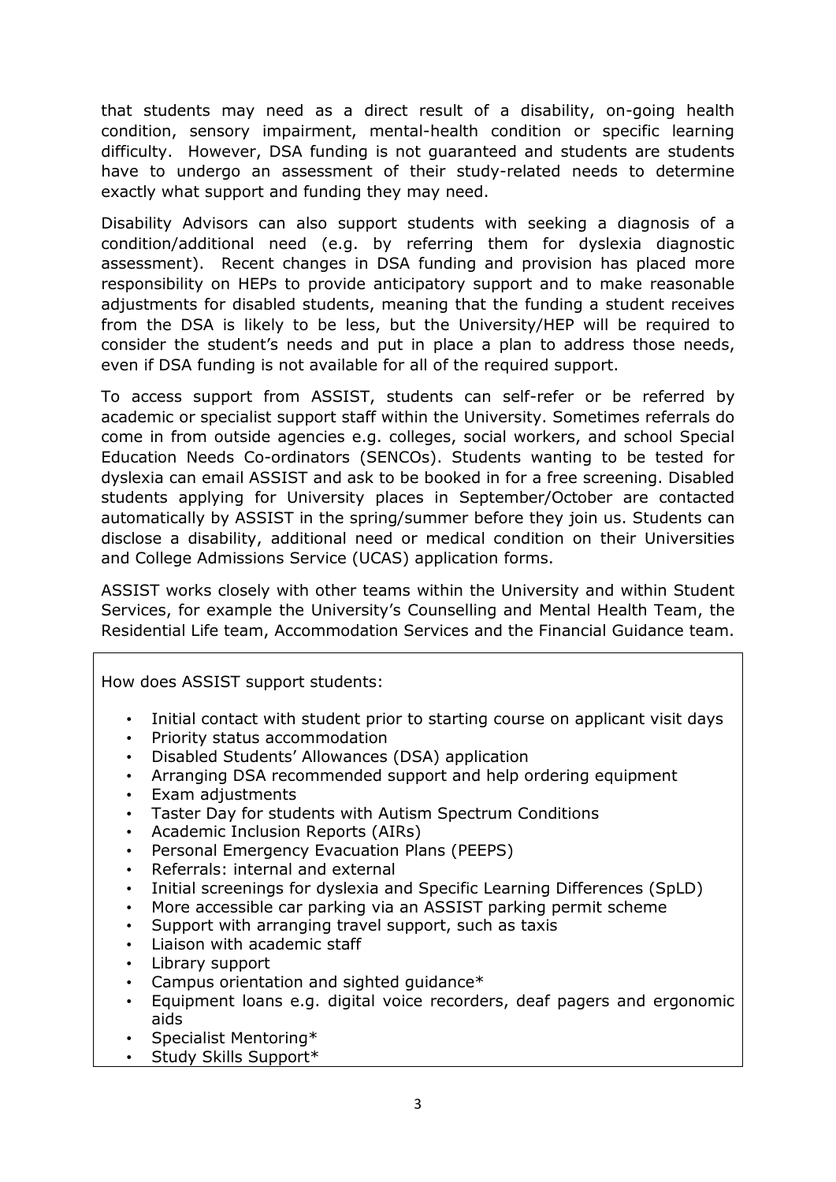that students may need as a direct result of a disability, on-going health condition, sensory impairment, mental-health condition or specific learning difficulty. However, DSA funding is not guaranteed and students are students have to undergo an assessment of their study-related needs to determine exactly what support and funding they may need.

Disability Advisors can also support students with seeking a diagnosis of a condition/additional need (e.g. by referring them for dyslexia diagnostic assessment). Recent changes in DSA funding and provision has placed more responsibility on HEPs to provide anticipatory support and to make reasonable adjustments for disabled students, meaning that the funding a student receives from the DSA is likely to be less, but the University/HEP will be required to consider the student's needs and put in place a plan to address those needs, even if DSA funding is not available for all of the required support.

To access support from ASSIST, students can self-refer or be referred by academic or specialist support staff within the University. Sometimes referrals do come in from outside agencies e.g. colleges, social workers, and school Special Education Needs Co-ordinators (SENCOs). Students wanting to be tested for dyslexia can email ASSIST and ask to be booked in for a free screening. Disabled students applying for University places in September/October are contacted automatically by ASSIST in the spring/summer before they join us. Students can disclose a disability, additional need or medical condition on their Universities and College Admissions Service (UCAS) application forms.

ASSIST works closely with other teams within the University and within Student Services, for example the University's Counselling and Mental Health Team, the Residential Life team, Accommodation Services and the Financial Guidance team.

How does ASSIST support students:

- Initial contact with student prior to starting course on applicant visit days
- Priority status accommodation
- Disabled Students' Allowances (DSA) application
- Arranging DSA recommended support and help ordering equipment
- Exam adjustments
- Taster Day for students with Autism Spectrum Conditions
- Academic Inclusion Reports (AIRs)
- Personal Emergency Evacuation Plans (PEEPS)
- Referrals: internal and external
- Initial screenings for dyslexia and Specific Learning Differences (SpLD)
- More accessible car parking via an ASSIST parking permit scheme
- Support with arranging travel support, such as taxis
- Liaison with academic staff
- Library support
- Campus orientation and sighted guidance*
- Equipment loans e.g. digital voice recorders, deaf pagers and ergonomic aids
- Specialist Mentoring*
- Study Skills Support*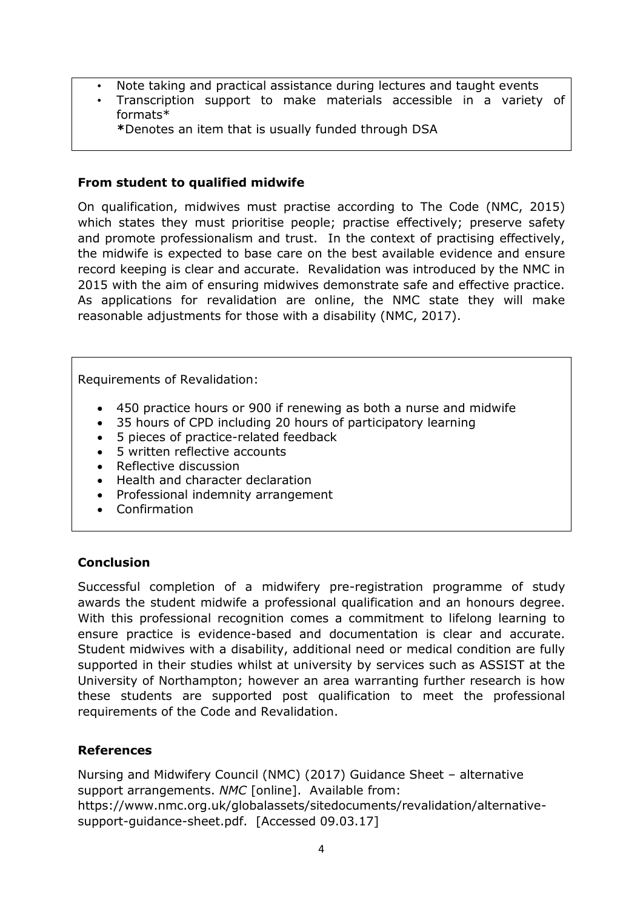- Note taking and practical assistance during lectures and taught events
- Transcription support to make materials accessible in a variety of formats*

**\***Denotes an item that is usually funded through DSA

### From student to qualified midwife

On qualification, midwives must practise according to The Code (NMC, 2015) which states they must prioritise people; practise effectively; preserve safety and promote professionalism and trust. In the context of practising effectively, the midwife is expected to base care on the best available evidence and ensure record keeping is clear and accurate. Revalidation was introduced by the NMC in 2015 with the aim of ensuring midwives demonstrate safe and effective practice. As applications for revalidation are online, the NMC state they will make reasonable adjustments for those with a disability (NMC, 2017).

Requirements of Revalidation:

- 450 practice hours or 900 if renewing as both a nurse and midwife
- 35 hours of CPD including 20 hours of participatory learning
- 5 pieces of practice-related feedback
- 5 written reflective accounts
- Reflective discussion
- Health and character declaration
- Professional indemnity arrangement
- Confirmation

### Conclusion

Successful completion of a midwifery pre-registration programme of study awards the student midwife a professional qualification and an honours degree. With this professional recognition comes a commitment to lifelong learning to ensure practice is evidence-based and documentation is clear and accurate. Student midwives with a disability, additional need or medical condition are fully supported in their studies whilst at university by services such as ASSIST at the University of Northampton; however an area warranting further research is how these students are supported post qualification to meet the professional requirements of the Code and Revalidation.

### References

Nursing and Midwifery Council (NMC) (2017) Guidance Sheet – alternative support arrangements. *NMC* [online]. Available from: https://www.nmc.org.uk/globalassets/sitedocuments/revalidation/alternative-support-guidance-sheet.pdf. [Accessed 09.03.17]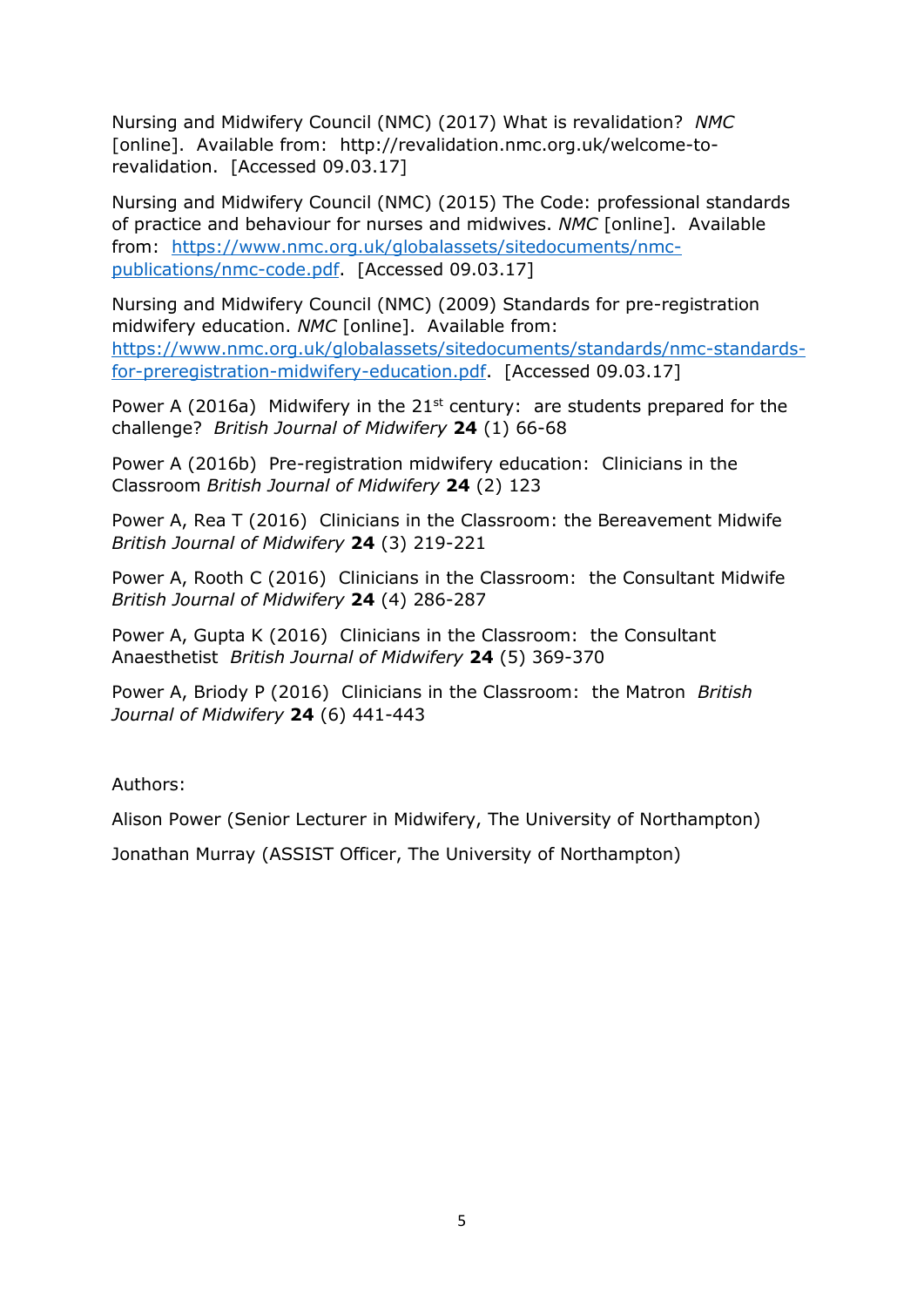Nursing and Midwifery Council (NMC) (2017) What is revalidation? *NMC* [online]. Available from: http://revalidation.nmc.org.uk/welcome-to-revalidation. [Accessed 09.03.17]

Nursing and Midwifery Council (NMC) (2015) The Code: professional standards of practice and behaviour for nurses and midwives. *NMC* [online]. Available from: https://www.nmc.org.uk/globalassets/sitedocuments/nmc-publications/nmc-code.pdf. [Accessed 09.03.17]

Nursing and Midwifery Council (NMC) (2009) Standards for pre-registration midwifery education. *NMC* [online]. Available from: https://www.nmc.org.uk/globalassets/sitedocuments/standards/nmc-standards-for-preregistration-midwifery-education.pdf. [Accessed 09.03.17]

Power A (2016a) Midwifery in the 21st century: are students prepared for the challenge? *British Journal of Midwifery* **24** (1) 66-68

Power A (2016b) Pre-registration midwifery education: Clinicians in the Classroom *British Journal of Midwifery* **24** (2) 123

Power A, Rea T (2016) Clinicians in the Classroom: the Bereavement Midwife *British Journal of Midwifery* **24** (3) 219-221

Power A, Rooth C (2016) Clinicians in the Classroom: the Consultant Midwife *British Journal of Midwifery* **24** (4) 286-287

Power A, Gupta K (2016) Clinicians in the Classroom: the Consultant Anaesthetist *British Journal of Midwifery* **24** (5) 369-370

Power A, Briody P (2016) Clinicians in the Classroom: the Matron *British Journal of Midwifery* **24** (6) 441-443

Authors:

Alison Power (Senior Lecturer in Midwifery, The University of Northampton)

Jonathan Murray (ASSIST Officer, The University of Northampton)